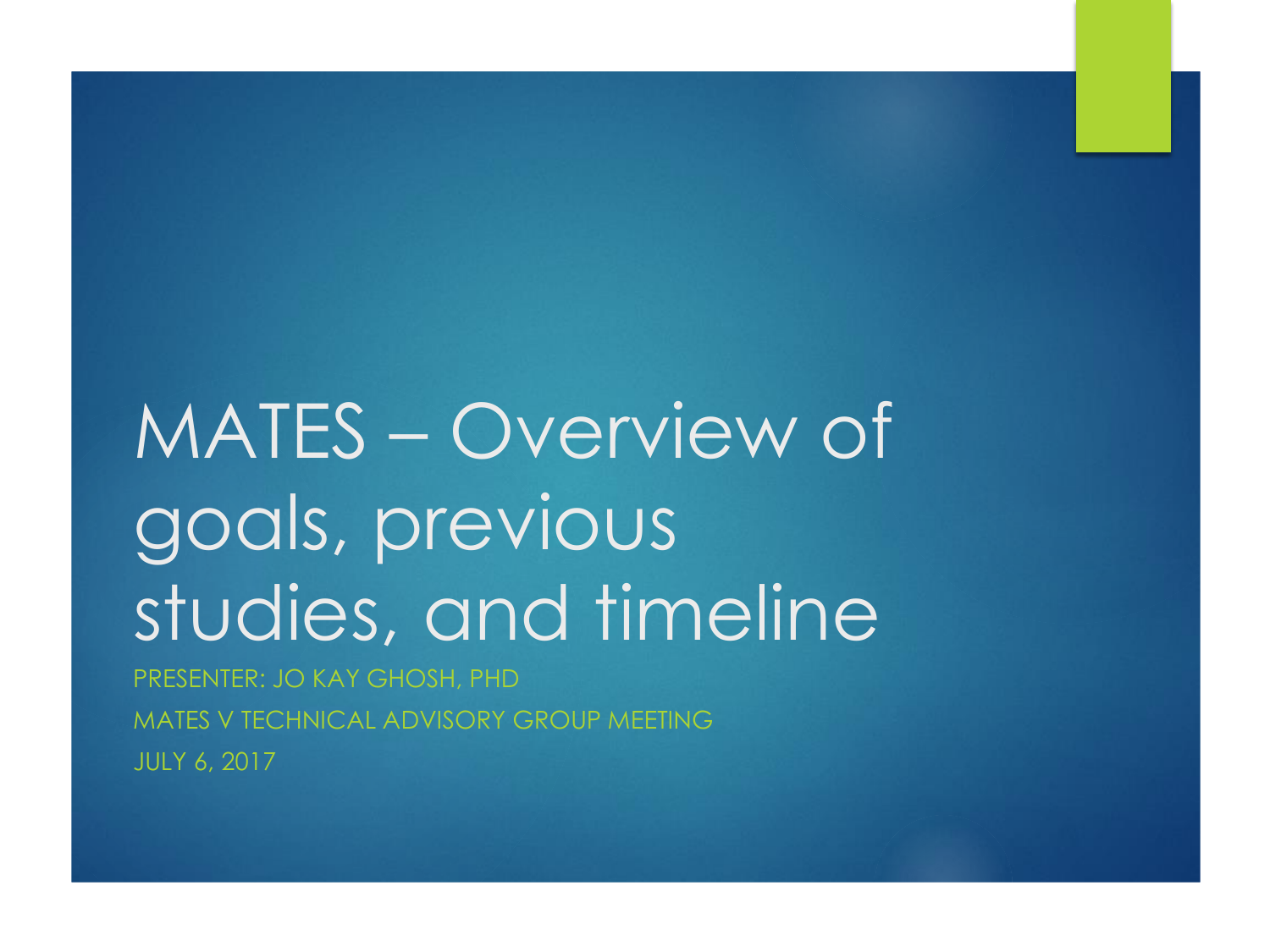# MATES – Overview of goals, previous studies, and timeline

PRESENTER: JO KAY GHOSH, PHD

MATES V TECHNICAL ADVISORY GROUP MEETING

JULY 6, 2017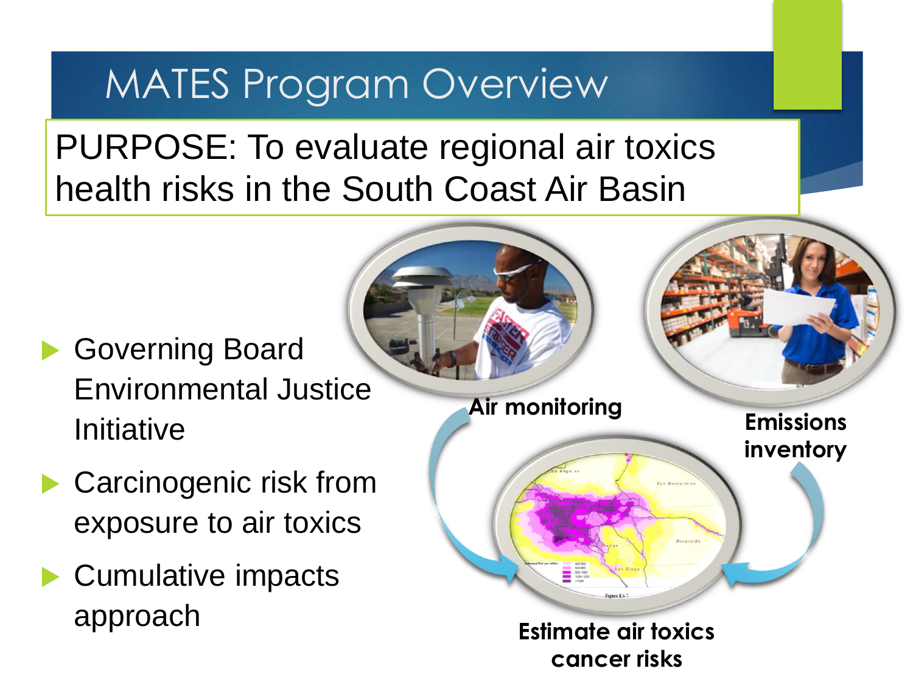# MATES Program Overview

PURPOSE: To evaluate regional air toxics health risks in the South Coast Air Basin

- Governing Board Environmental Justice Initiative
- Carcinogenic risk from exposure to air toxics
- Cumulative impacts approach

**Air monitoring**

**Emissions inventory**

**Estimate air toxics cancer risks**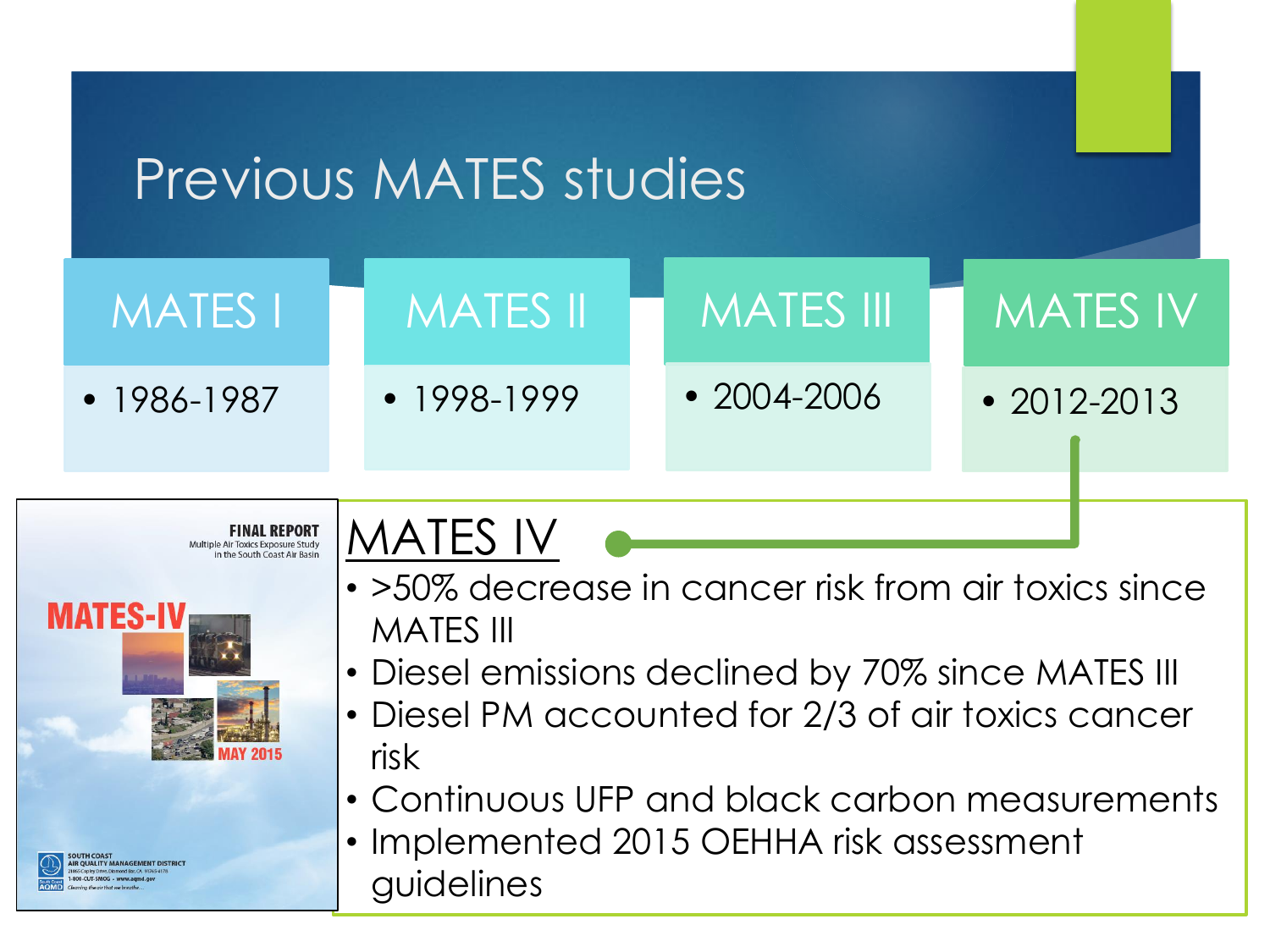# Previous MATES studies

| MATES I | MATES II | MATES III | MATES IV |
|---|---|---|---|
| • 1986-1987 | • 1998-1999 | • 2004-2006 | • 2012-2013 |

FINAL REPORT
Multiple Air Toxics Exposure Study in the South Coast Air Basin

MATES-IV

MAY 2015

SOUTH COAST AIR QUALITY MANAGEMENT DISTRICT

## MATES IV

- >50% decrease in cancer risk from air toxics since MATES III
- Diesel emissions declined by 70% since MATES III
- Diesel PM accounted for 2/3 of air toxics cancer risk
- Continuous UFP and black carbon measurements
- Implemented 2015 OEHHA risk assessment guidelines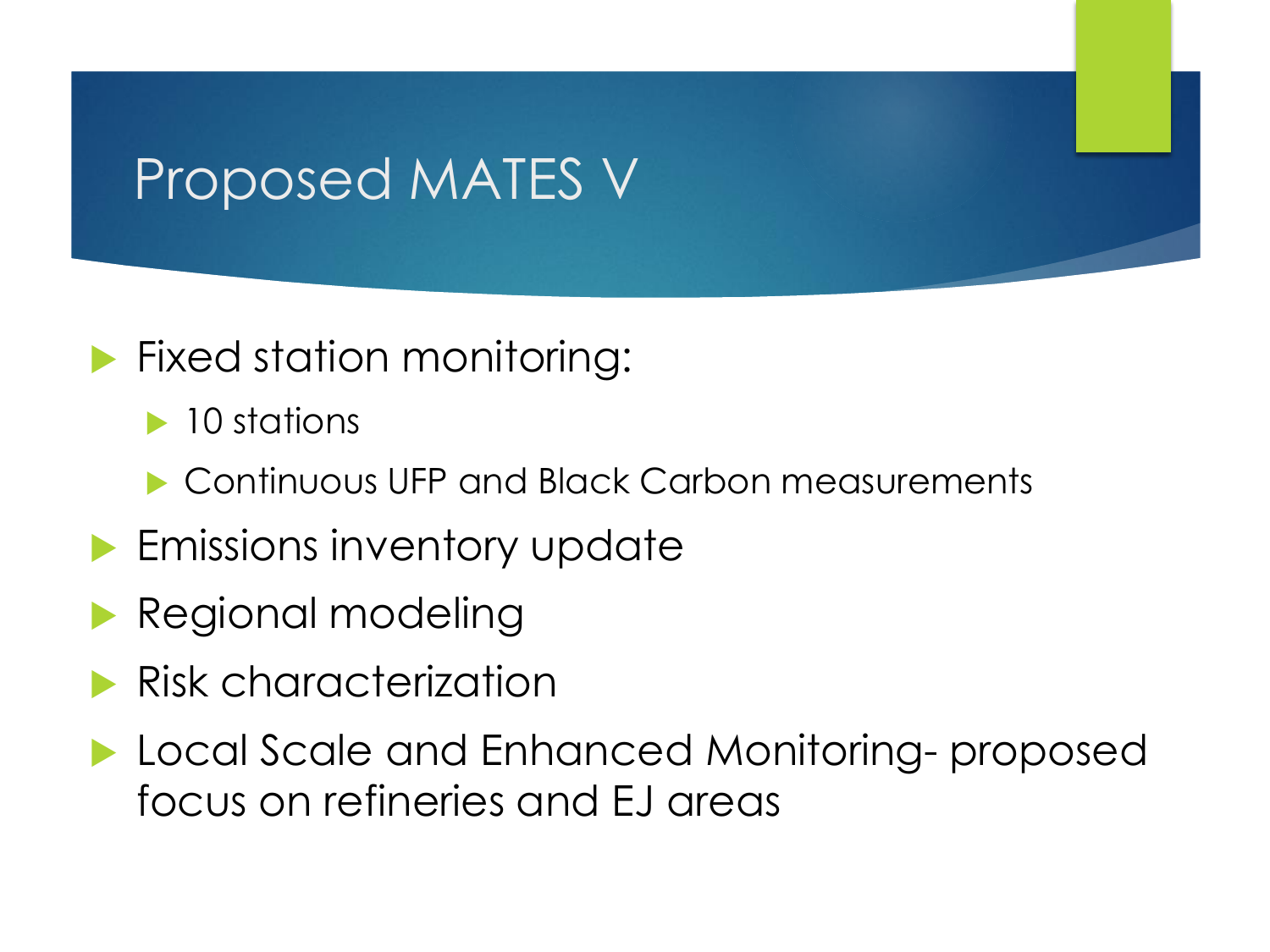# Proposed MATES V

- Fixed station monitoring:
  - 10 stations
  - Continuous UFP and Black Carbon measurements
- Emissions inventory update
- Regional modeling
- Risk characterization
- Local Scale and Enhanced Monitoring- proposed focus on refineries and EJ areas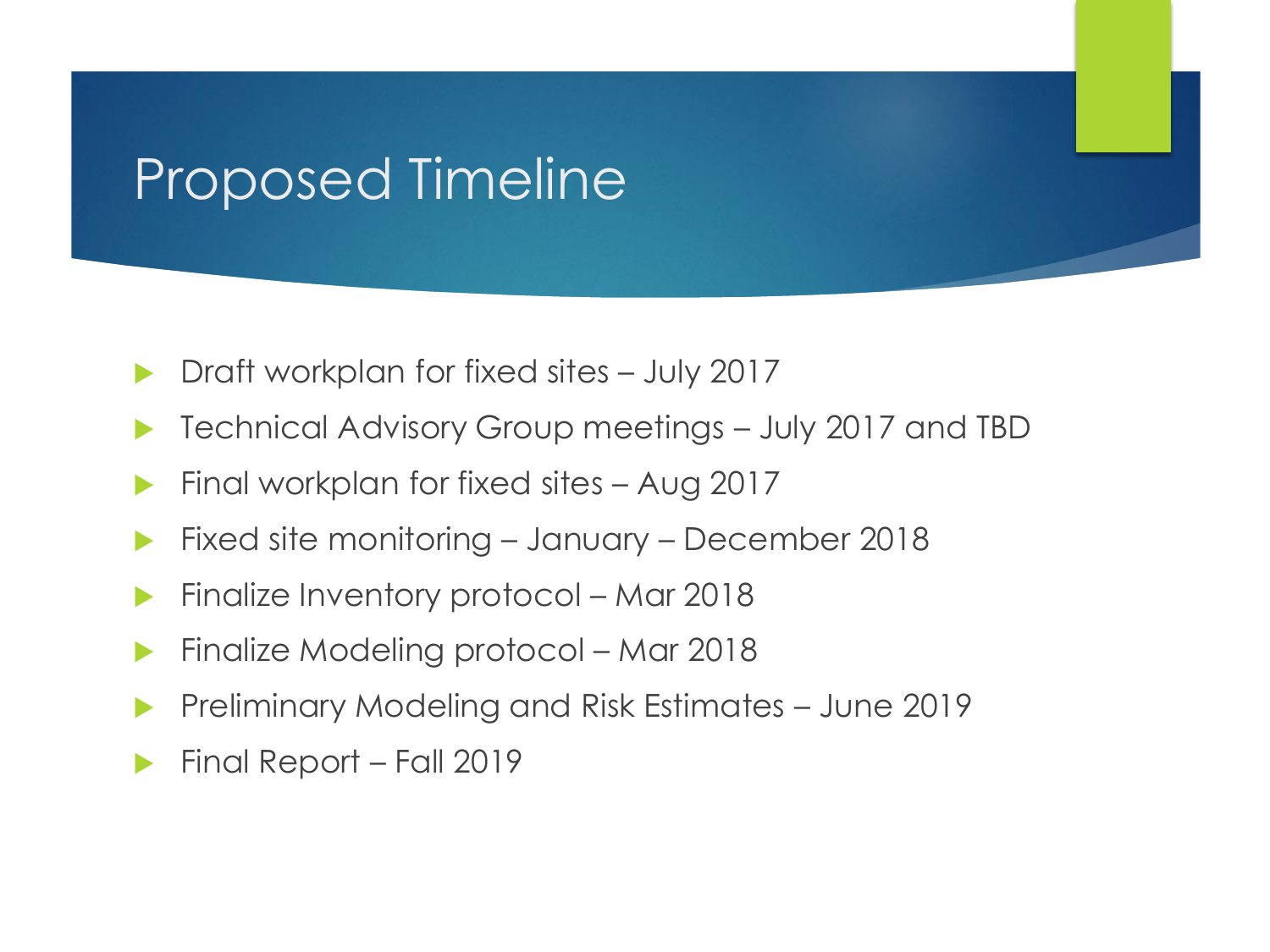# Proposed Timeline

- Draft workplan for fixed sites – July 2017
- Technical Advisory Group meetings – July 2017 and TBD
- Final workplan for fixed sites – Aug 2017
- Fixed site monitoring – January – December 2018
- Finalize Inventory protocol – Mar 2018
- Finalize Modeling protocol – Mar 2018
- Preliminary Modeling and Risk Estimates – June 2019
- Final Report – Fall 2019